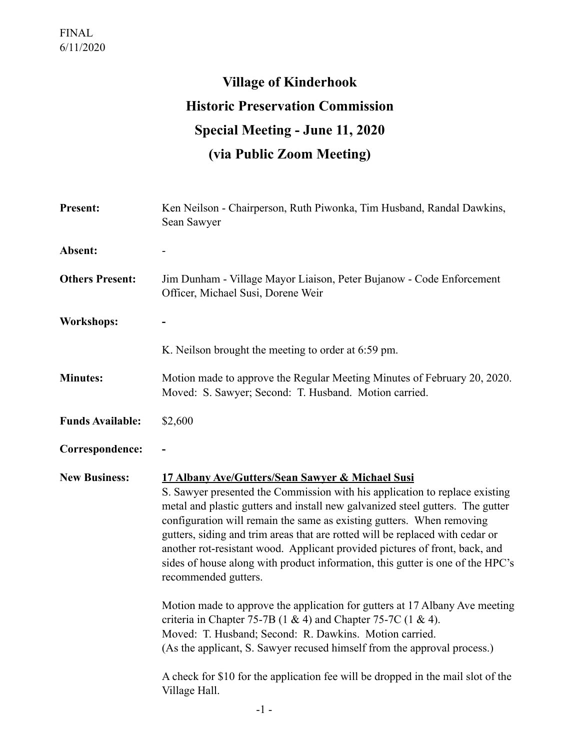FINAL
6/11/2020

# Village of Kinderhook
# Historic Preservation Commission
# Special Meeting - June 11, 2020
# (via Public Zoom Meeting)

**Present:** Ken Neilson - Chairperson, Ruth Piwonka, Tim Husband, Randal Dawkins, Sean Sawyer

**Absent:** -

**Others Present:** Jim Dunham - Village Mayor Liaison, Peter Bujanow - Code Enforcement Officer, Michael Susi, Dorene Weir

**Workshops:** -

K. Neilson brought the meeting to order at 6:59 pm.

**Minutes:** Motion made to approve the Regular Meeting Minutes of February 20, 2020. Moved: S. Sawyer; Second: T. Husband. Motion carried.

**Funds Available:** $2,600

**Correspondence:** -

**New Business:** **17 Albany Ave/Gutters/Sean Sawyer & Michael Susi**

S. Sawyer presented the Commission with his application to replace existing metal and plastic gutters and install new galvanized steel gutters. The gutter configuration will remain the same as existing gutters. When removing gutters, siding and trim areas that are rotted will be replaced with cedar or another rot-resistant wood. Applicant provided pictures of front, back, and sides of house along with product information, this gutter is one of the HPC's recommended gutters.

Motion made to approve the application for gutters at 17 Albany Ave meeting criteria in Chapter 75-7B (1 & 4) and Chapter 75-7C (1 & 4).
Moved: T. Husband; Second: R. Dawkins. Motion carried.
(As the applicant, S. Sawyer recused himself from the approval process.)

A check for $10 for the application fee will be dropped in the mail slot of the Village Hall.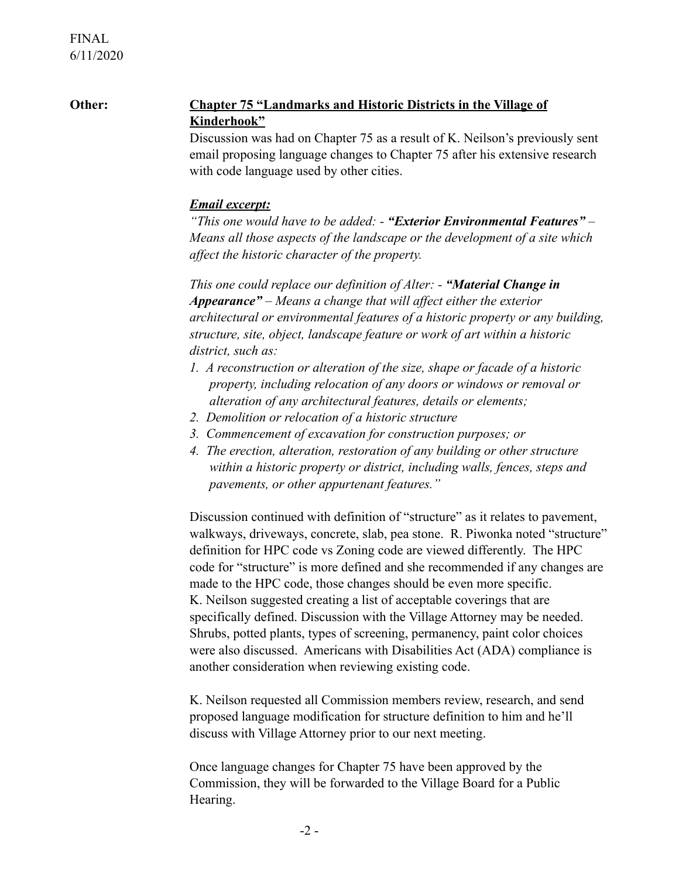FINAL
6/11/2020

**Other:** **<u>Chapter 75 "Landmarks and Historic Districts in the Village of Kinderhook"</u>**

Discussion was had on Chapter 75 as a result of K. Neilson's previously sent email proposing language changes to Chapter 75 after his extensive research with code language used by other cities.

***<u>Email excerpt:</u>***

*"This one would have to be added: - **"Exterior Environmental Features"** – Means all those aspects of the landscape or the development of a site which affect the historic character of the property.*

*This one could replace our definition of Alter: - **"Material Change in Appearance"** – Means a change that will affect either the exterior architectural or environmental features of a historic property or any building, structure, site, object, landscape feature or work of art within a historic district, such as:*

1. *A reconstruction or alteration of the size, shape or facade of a historic property, including relocation of any doors or windows or removal or alteration of any architectural features, details or elements;*
2. *Demolition or relocation of a historic structure*
3. *Commencement of excavation for construction purposes; or*
4. *The erection, alteration, restoration of any building or other structure within a historic property or district, including walls, fences, steps and pavements, or other appurtenant features."*

Discussion continued with definition of "structure" as it relates to pavement, walkways, driveways, concrete, slab, pea stone. R. Piwonka noted "structure" definition for HPC code vs Zoning code are viewed differently. The HPC code for "structure" is more defined and she recommended if any changes are made to the HPC code, those changes should be even more specific. K. Neilson suggested creating a list of acceptable coverings that are specifically defined. Discussion with the Village Attorney may be needed. Shrubs, potted plants, types of screening, permanency, paint color choices were also discussed. Americans with Disabilities Act (ADA) compliance is another consideration when reviewing existing code.

K. Neilson requested all Commission members review, research, and send proposed language modification for structure definition to him and he'll discuss with Village Attorney prior to our next meeting.

Once language changes for Chapter 75 have been approved by the Commission, they will be forwarded to the Village Board for a Public Hearing.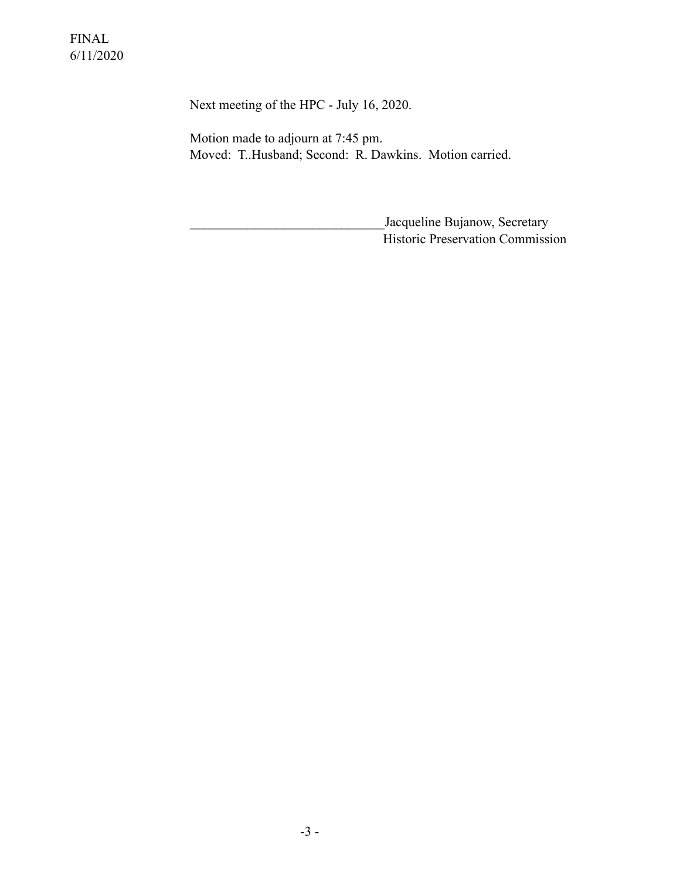FINAL
6/11/2020

Next meeting of the HPC - July 16, 2020.

Motion made to adjourn at 7:45 pm.
Moved: T..Husband; Second: R. Dawkins. Motion carried.

______________________________Jacqueline Bujanow, Secretary
Historic Preservation Commission